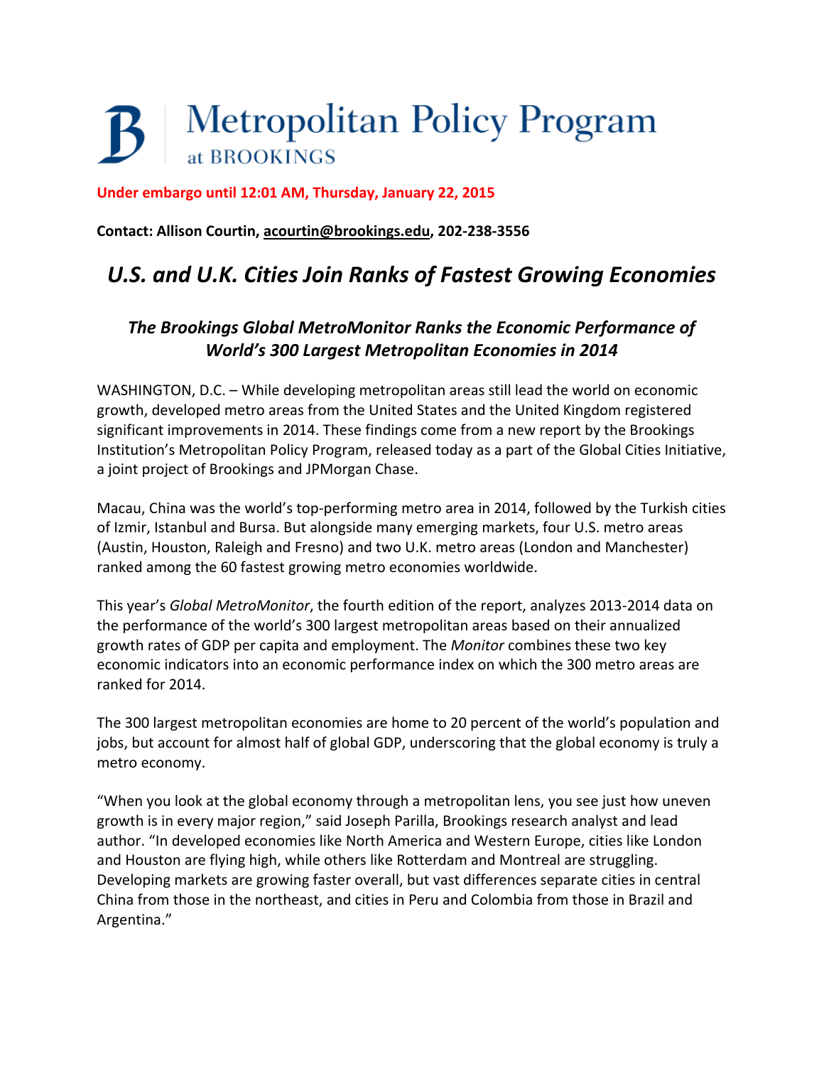**Metropolitan Policy Program at BROOKINGS**

**Under embargo until 12:01 AM, Thursday, January 22, 2015**

**Contact: Allison Courtin, acourtin@brookings.edu, 202-238-3556**

## *U.S. and U.K. Cities Join Ranks of Fastest Growing Economies*

### *The Brookings Global MetroMonitor Ranks the Economic Performance of World's 300 Largest Metropolitan Economies in 2014*

WASHINGTON, D.C. – While developing metropolitan areas still lead the world on economic growth, developed metro areas from the United States and the United Kingdom registered significant improvements in 2014. These findings come from a new report by the Brookings Institution's Metropolitan Policy Program, released today as a part of the Global Cities Initiative, a joint project of Brookings and JPMorgan Chase.

Macau, China was the world's top-performing metro area in 2014, followed by the Turkish cities of Izmir, Istanbul and Bursa. But alongside many emerging markets, four U.S. metro areas (Austin, Houston, Raleigh and Fresno) and two U.K. metro areas (London and Manchester) ranked among the 60 fastest growing metro economies worldwide.

This year's *Global MetroMonitor*, the fourth edition of the report, analyzes 2013-2014 data on the performance of the world's 300 largest metropolitan areas based on their annualized growth rates of GDP per capita and employment. The *Monitor* combines these two key economic indicators into an economic performance index on which the 300 metro areas are ranked for 2014.

The 300 largest metropolitan economies are home to 20 percent of the world's population and jobs, but account for almost half of global GDP, underscoring that the global economy is truly a metro economy.

"When you look at the global economy through a metropolitan lens, you see just how uneven growth is in every major region," said Joseph Parilla, Brookings research analyst and lead author. "In developed economies like North America and Western Europe, cities like London and Houston are flying high, while others like Rotterdam and Montreal are struggling. Developing markets are growing faster overall, but vast differences separate cities in central China from those in the northeast, and cities in Peru and Colombia from those in Brazil and Argentina."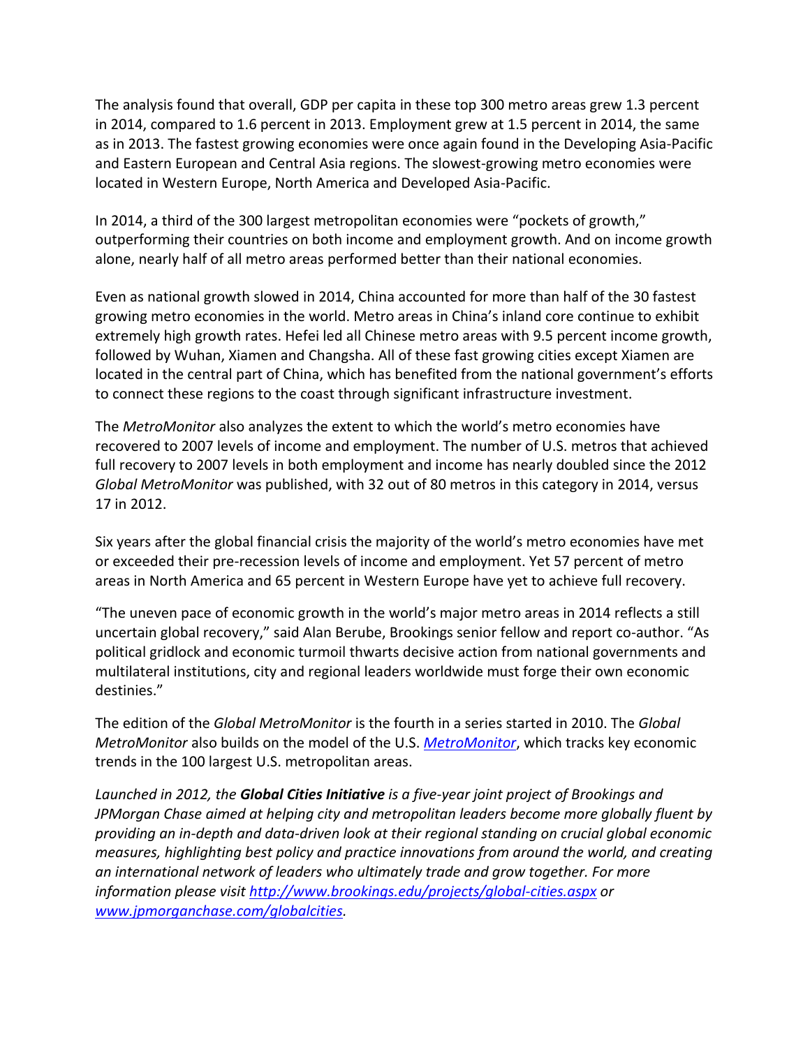The analysis found that overall, GDP per capita in these top 300 metro areas grew 1.3 percent in 2014, compared to 1.6 percent in 2013. Employment grew at 1.5 percent in 2014, the same as in 2013. The fastest growing economies were once again found in the Developing Asia-Pacific and Eastern European and Central Asia regions. The slowest-growing metro economies were located in Western Europe, North America and Developed Asia-Pacific.

In 2014, a third of the 300 largest metropolitan economies were "pockets of growth," outperforming their countries on both income and employment growth. And on income growth alone, nearly half of all metro areas performed better than their national economies.

Even as national growth slowed in 2014, China accounted for more than half of the 30 fastest growing metro economies in the world. Metro areas in China's inland core continue to exhibit extremely high growth rates. Hefei led all Chinese metro areas with 9.5 percent income growth, followed by Wuhan, Xiamen and Changsha. All of these fast growing cities except Xiamen are located in the central part of China, which has benefited from the national government's efforts to connect these regions to the coast through significant infrastructure investment.

The *MetroMonitor* also analyzes the extent to which the world's metro economies have recovered to 2007 levels of income and employment. The number of U.S. metros that achieved full recovery to 2007 levels in both employment and income has nearly doubled since the 2012 *Global MetroMonitor* was published, with 32 out of 80 metros in this category in 2014, versus 17 in 2012.

Six years after the global financial crisis the majority of the world's metro economies have met or exceeded their pre-recession levels of income and employment. Yet 57 percent of metro areas in North America and 65 percent in Western Europe have yet to achieve full recovery.

"The uneven pace of economic growth in the world's major metro areas in 2014 reflects a still uncertain global recovery," said Alan Berube, Brookings senior fellow and report co-author. "As political gridlock and economic turmoil thwarts decisive action from national governments and multilateral institutions, city and regional leaders worldwide must forge their own economic destinies."

The edition of the *Global MetroMonitor* is the fourth in a series started in 2010. The *Global MetroMonitor* also builds on the model of the U.S. [*MetroMonitor*](), which tracks key economic trends in the 100 largest U.S. metropolitan areas.

*Launched in 2012, the **Global Cities Initiative** is a five-year joint project of Brookings and JPMorgan Chase aimed at helping city and metropolitan leaders become more globally fluent by providing an in-depth and data-driven look at their regional standing on crucial global economic measures, highlighting best policy and practice innovations from around the world, and creating an international network of leaders who ultimately trade and grow together. For more information please visit [http://www.brookings.edu/projects/global-cities.aspx](http://www.brookings.edu/projects/global-cities.aspx) or [www.jpmorganchase.com/globalcities](www.jpmorganchase.com/globalcities).*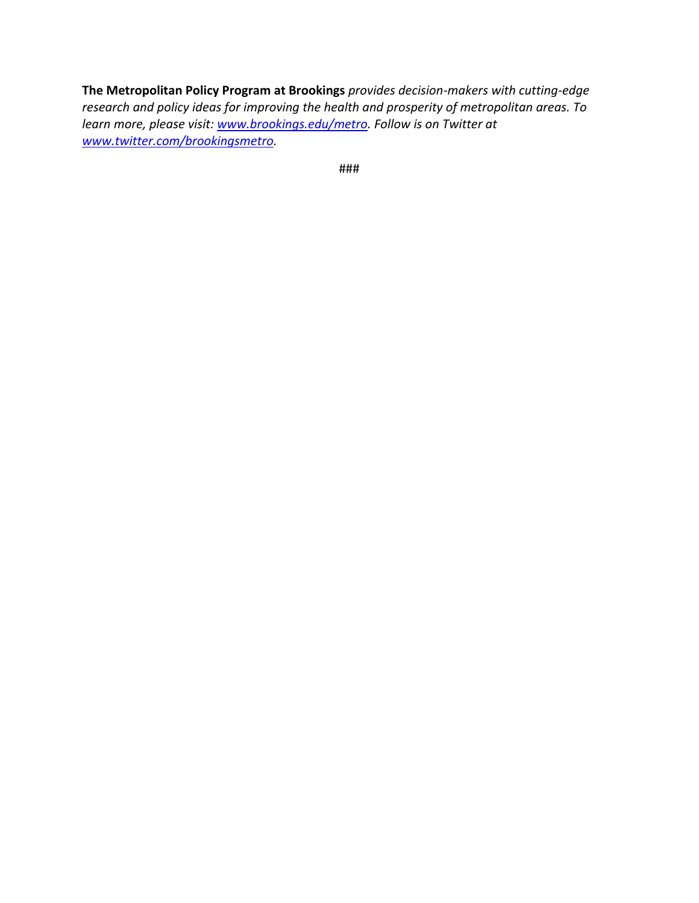**The Metropolitan Policy Program at Brookings** *provides decision-makers with cutting-edge research and policy ideas for improving the health and prosperity of metropolitan areas. To learn more, please visit: [www.brookings.edu/metro](www.brookings.edu/metro). Follow is on Twitter at [www.twitter.com/brookingsmetro](www.twitter.com/brookingsmetro).*

###